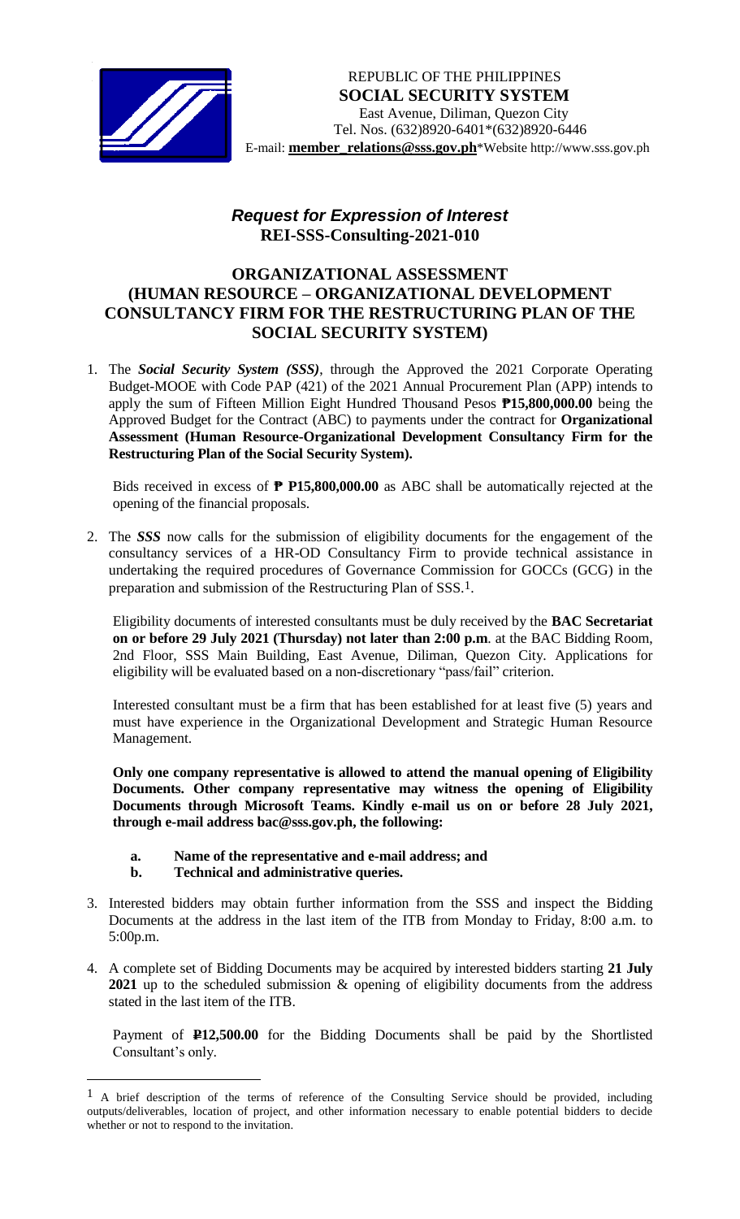REPUBLIC OF THE PHILIPPINES
**SOCIAL SECURITY SYSTEM**
East Avenue, Diliman, Quezon City
Tel. Nos. (632)8920-6401*(632)8920-6446
E-mail: **member_relations@sss.gov.ph***Website http://www.sss.gov.ph

## *Request for Expression of Interest*
## REI-SSS-Consulting-2021-010

## ORGANIZATIONAL ASSESSMENT (HUMAN RESOURCE – ORGANIZATIONAL DEVELOPMENT CONSULTANCY FIRM FOR THE RESTRUCTURING PLAN OF THE SOCIAL SECURITY SYSTEM)

1. The ***Social Security System (SSS)***, through the Approved the 2021 Corporate Operating Budget-MOOE with Code PAP (421) of the 2021 Annual Procurement Plan (APP) intends to apply the sum of Fifteen Million Eight Hundred Thousand Pesos **₱15,800,000.00** being the Approved Budget for the Contract (ABC) to payments under the contract for **Organizational Assessment (Human Resource-Organizational Development Consultancy Firm for the Restructuring Plan of the Social Security System).**

   Bids received in excess of **₱ P15,800,000.00** as ABC shall be automatically rejected at the opening of the financial proposals.

2. The ***SSS*** now calls for the submission of eligibility documents for the engagement of the consultancy services of a HR-OD Consultancy Firm to provide technical assistance in undertaking the required procedures of Governance Commission for GOCCs (GCG) in the preparation and submission of the Restructuring Plan of SSS.[1].

   Eligibility documents of interested consultants must be duly received by the **BAC Secretariat on or before 29 July 2021 (Thursday) not later than 2:00 p.m**. at the BAC Bidding Room, 2nd Floor, SSS Main Building, East Avenue, Diliman, Quezon City. Applications for eligibility will be evaluated based on a non-discretionary "pass/fail" criterion.

   Interested consultant must be a firm that has been established for at least five (5) years and must have experience in the Organizational Development and Strategic Human Resource Management.

   **Only one company representative is allowed to attend the manual opening of Eligibility Documents. Other company representative may witness the opening of Eligibility Documents through Microsoft Teams. Kindly e-mail us on or before 28 July 2021, through e-mail address bac@sss.gov.ph, the following:**

   - **a. Name of the representative and e-mail address; and**
   - **b. Technical and administrative queries.**

3. Interested bidders may obtain further information from the SSS and inspect the Bidding Documents at the address in the last item of the ITB from Monday to Friday, 8:00 a.m. to 5:00p.m.

4. A complete set of Bidding Documents may be acquired by interested bidders starting **21 July 2021** up to the scheduled submission & opening of eligibility documents from the address stated in the last item of the ITB.

   Payment of **₱12,500.00** for the Bidding Documents shall be paid by the Shortlisted Consultant's only.

---

[1] A brief description of the terms of reference of the Consulting Service should be provided, including outputs/deliverables, location of project, and other information necessary to enable potential bidders to decide whether or not to respond to the invitation.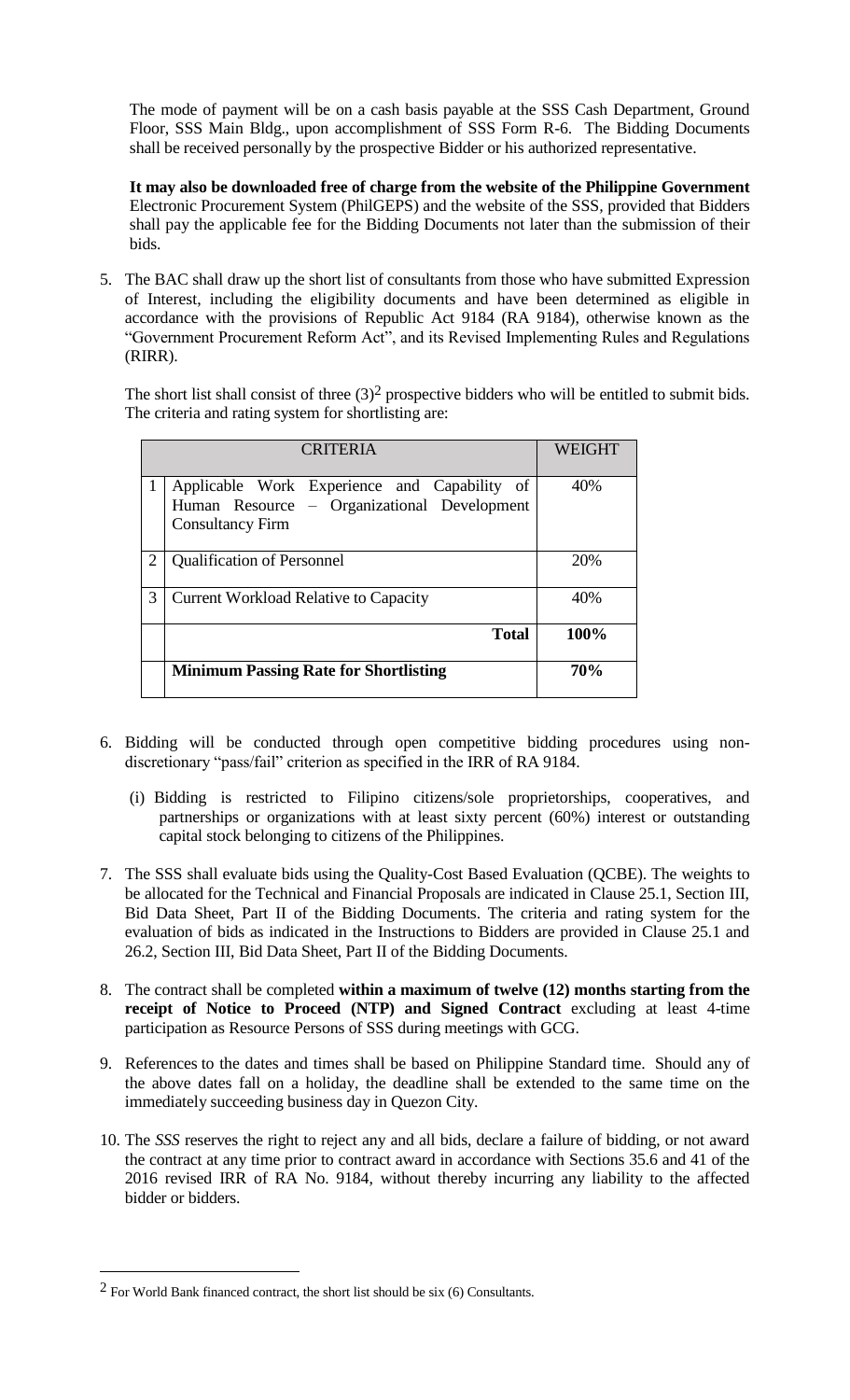The mode of payment will be on a cash basis payable at the SSS Cash Department, Ground Floor, SSS Main Bldg., upon accomplishment of SSS Form R-6. The Bidding Documents shall be received personally by the prospective Bidder or his authorized representative.

**It may also be downloaded free of charge from the website of the Philippine Government** Electronic Procurement System (PhilGEPS) and the website of the SSS, provided that Bidders shall pay the applicable fee for the Bidding Documents not later than the submission of their bids.

5. The BAC shall draw up the short list of consultants from those who have submitted Expression of Interest, including the eligibility documents and have been determined as eligible in accordance with the provisions of Republic Act 9184 (RA 9184), otherwise known as the "Government Procurement Reform Act", and its Revised Implementing Rules and Regulations (RIRR).

   The short list shall consist of three (3)[2] prospective bidders who will be entitled to submit bids. The criteria and rating system for shortlisting are:

| | CRITERIA | WEIGHT |
|---|---|---|
| 1 | Applicable Work Experience and Capability of Human Resource – Organizational Development Consultancy Firm | 40% |
| 2 | Qualification of Personnel | 20% |
| 3 | Current Workload Relative to Capacity | 40% |
| | **Total** | **100%** |
| | **Minimum Passing Rate for Shortlisting** | **70%** |

6. Bidding will be conducted through open competitive bidding procedures using non-discretionary "pass/fail" criterion as specified in the IRR of RA 9184.

   (i) Bidding is restricted to Filipino citizens/sole proprietorships, cooperatives, and partnerships or organizations with at least sixty percent (60%) interest or outstanding capital stock belonging to citizens of the Philippines.

7. The SSS shall evaluate bids using the Quality-Cost Based Evaluation (QCBE). The weights to be allocated for the Technical and Financial Proposals are indicated in Clause 25.1, Section III, Bid Data Sheet, Part II of the Bidding Documents. The criteria and rating system for the evaluation of bids as indicated in the Instructions to Bidders are provided in Clause 25.1 and 26.2, Section III, Bid Data Sheet, Part II of the Bidding Documents.

8. The contract shall be completed **within a maximum of twelve (12) months starting from the receipt of Notice to Proceed (NTP) and Signed Contract** excluding at least 4-time participation as Resource Persons of SSS during meetings with GCG.

9. References to the dates and times shall be based on Philippine Standard time. Should any of the above dates fall on a holiday, the deadline shall be extended to the same time on the immediately succeeding business day in Quezon City.

10. The *SSS* reserves the right to reject any and all bids, declare a failure of bidding, or not award the contract at any time prior to contract award in accordance with Sections 35.6 and 41 of the 2016 revised IRR of RA No. 9184, without thereby incurring any liability to the affected bidder or bidders.

---

[2] For World Bank financed contract, the short list should be six (6) Consultants.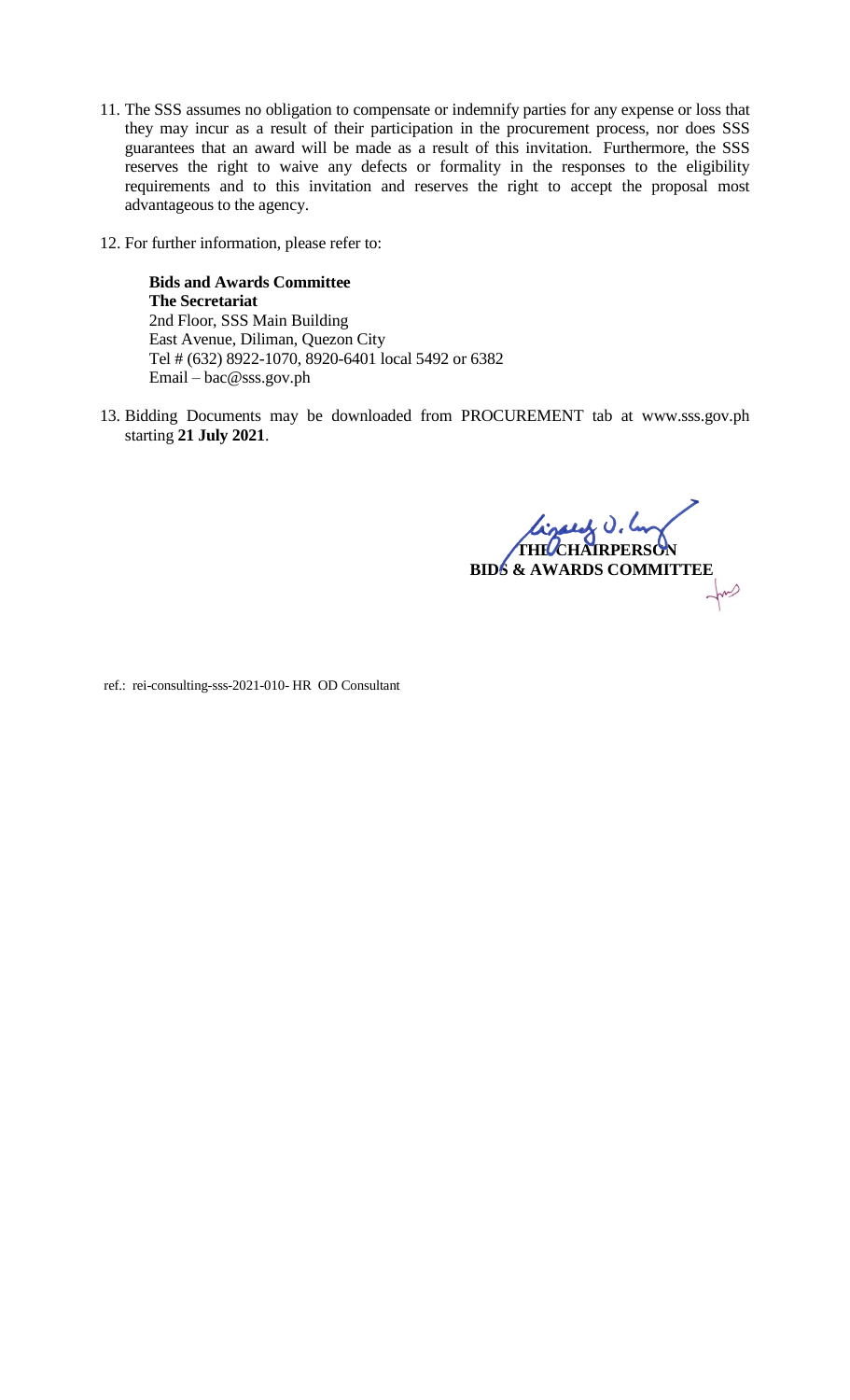11. The SSS assumes no obligation to compensate or indemnify parties for any expense or loss that they may incur as a result of their participation in the procurement process, nor does SSS guarantees that an award will be made as a result of this invitation. Furthermore, the SSS reserves the right to waive any defects or formality in the responses to the eligibility requirements and to this invitation and reserves the right to accept the proposal most advantageous to the agency.

12. For further information, please refer to:

    **Bids and Awards Committee**
    **The Secretariat**
    2nd Floor, SSS Main Building
    East Avenue, Diliman, Quezon City
    Tel # (632) 8922-1070, 8920-6401 local 5492 or 6382
    Email – bac@sss.gov.ph

13. Bidding Documents may be downloaded from PROCUREMENT tab at www.sss.gov.ph starting **21 July 2021**.

**THE CHAIRPERSON**
**BIDS & AWARDS COMMITTEE**

ref.: rei-consulting-sss-2021-010- HR OD Consultant